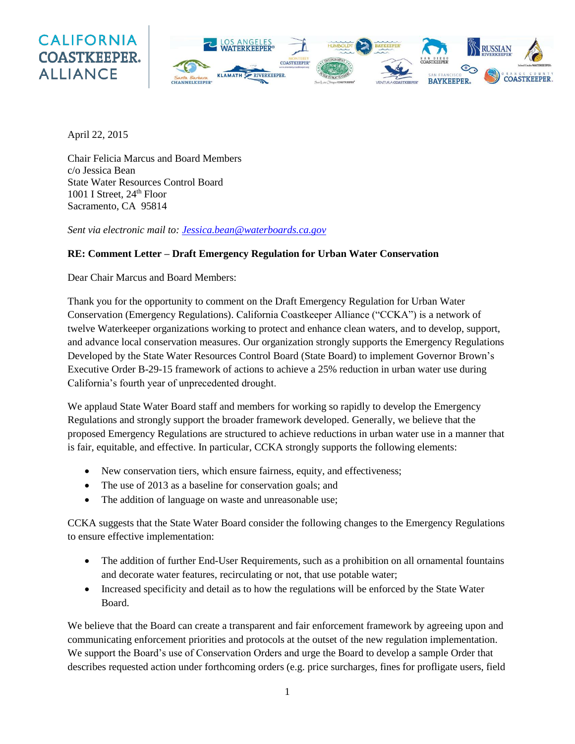**CALIFORNIA COASTKEEPER. ALLIANCE**

April 22, 2015

Chair Felicia Marcus and Board Members
c/o Jessica Bean
State Water Resources Control Board
1001 I Street, 24th Floor
Sacramento, CA 95814

*Sent via electronic mail to: Jessica.bean@waterboards.ca.gov*

**RE: Comment Letter – Draft Emergency Regulation for Urban Water Conservation**

Dear Chair Marcus and Board Members:

Thank you for the opportunity to comment on the Draft Emergency Regulation for Urban Water Conservation (Emergency Regulations). California Coastkeeper Alliance ("CCKA") is a network of twelve Waterkeeper organizations working to protect and enhance clean waters, and to develop, support, and advance local conservation measures. Our organization strongly supports the Emergency Regulations Developed by the State Water Resources Control Board (State Board) to implement Governor Brown's Executive Order B-29-15 framework of actions to achieve a 25% reduction in urban water use during California's fourth year of unprecedented drought.

We applaud State Water Board staff and members for working so rapidly to develop the Emergency Regulations and strongly support the broader framework developed. Generally, we believe that the proposed Emergency Regulations are structured to achieve reductions in urban water use in a manner that is fair, equitable, and effective. In particular, CCKA strongly supports the following elements:

- New conservation tiers, which ensure fairness, equity, and effectiveness;
- The use of 2013 as a baseline for conservation goals; and
- The addition of language on waste and unreasonable use;

CCKA suggests that the State Water Board consider the following changes to the Emergency Regulations to ensure effective implementation:

- The addition of further End-User Requirements, such as a prohibition on all ornamental fountains and decorate water features, recirculating or not, that use potable water;
- Increased specificity and detail as to how the regulations will be enforced by the State Water Board.

We believe that the Board can create a transparent and fair enforcement framework by agreeing upon and communicating enforcement priorities and protocols at the outset of the new regulation implementation. We support the Board's use of Conservation Orders and urge the Board to develop a sample Order that describes requested action under forthcoming orders (e.g. price surcharges, fines for profligate users, field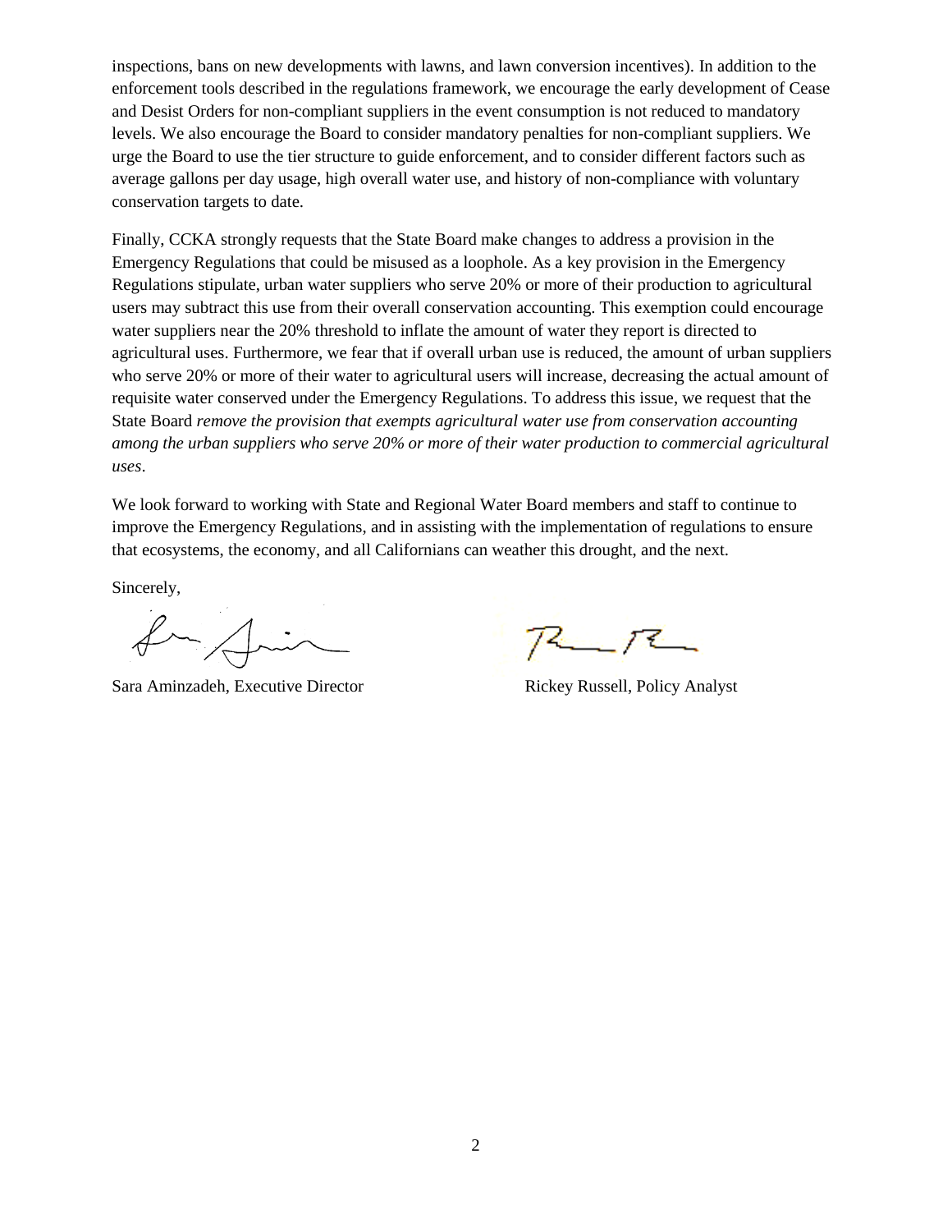inspections, bans on new developments with lawns, and lawn conversion incentives). In addition to the enforcement tools described in the regulations framework, we encourage the early development of Cease and Desist Orders for non-compliant suppliers in the event consumption is not reduced to mandatory levels. We also encourage the Board to consider mandatory penalties for non-compliant suppliers. We urge the Board to use the tier structure to guide enforcement, and to consider different factors such as average gallons per day usage, high overall water use, and history of non-compliance with voluntary conservation targets to date.

Finally, CCKA strongly requests that the State Board make changes to address a provision in the Emergency Regulations that could be misused as a loophole. As a key provision in the Emergency Regulations stipulate, urban water suppliers who serve 20% or more of their production to agricultural users may subtract this use from their overall conservation accounting. This exemption could encourage water suppliers near the 20% threshold to inflate the amount of water they report is directed to agricultural uses. Furthermore, we fear that if overall urban use is reduced, the amount of urban suppliers who serve 20% or more of their water to agricultural users will increase, decreasing the actual amount of requisite water conserved under the Emergency Regulations. To address this issue, we request that the State Board *remove the provision that exempts agricultural water use from conservation accounting among the urban suppliers who serve 20% or more of their water production to commercial agricultural uses*.

We look forward to working with State and Regional Water Board members and staff to continue to improve the Emergency Regulations, and in assisting with the implementation of regulations to ensure that ecosystems, the economy, and all Californians can weather this drought, and the next.

Sincerely,

Sara Aminzadeh, Executive Director

Rickey Russell, Policy Analyst